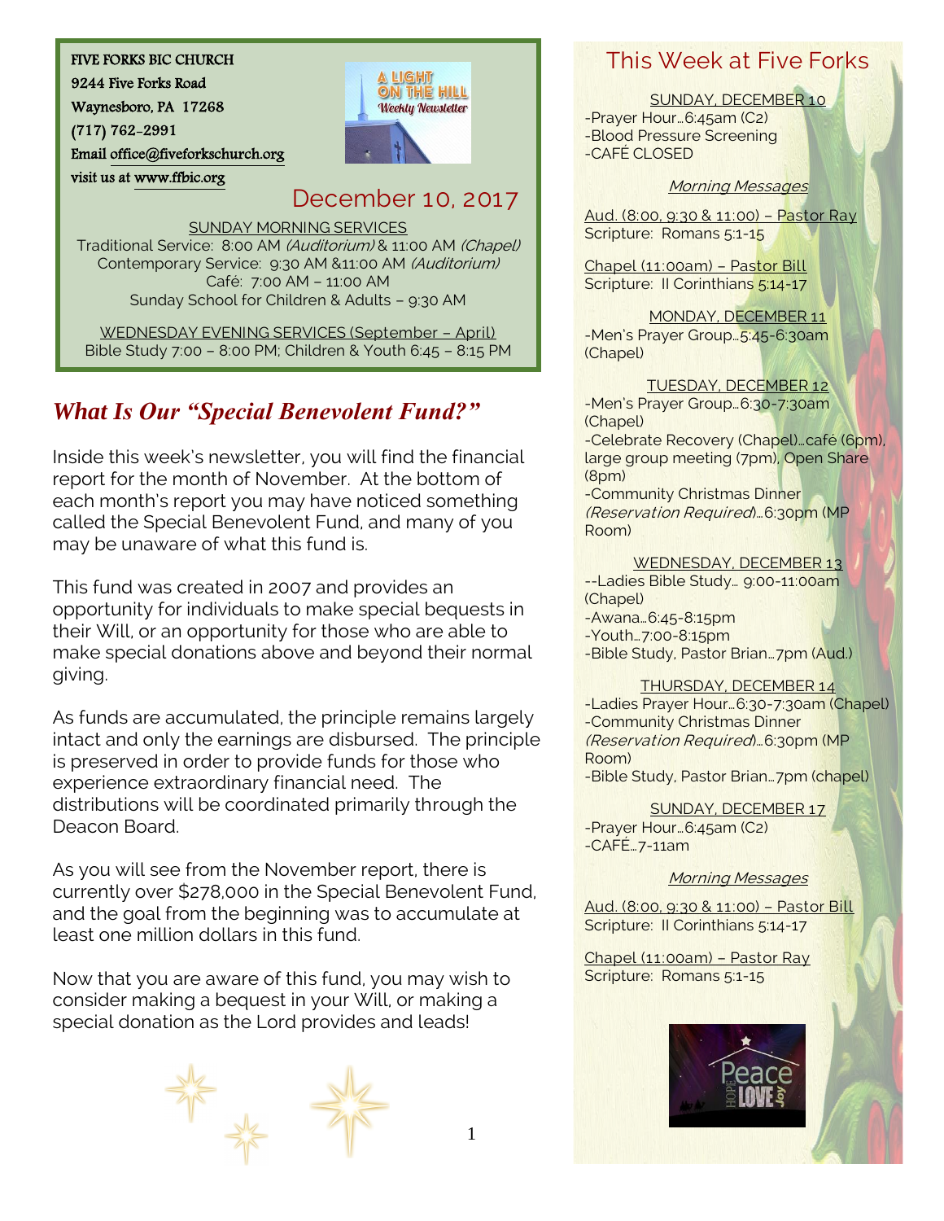FIVE FORKS BIC CHURCH
9244 Five Forks Road
Waynesboro, PA 17268
(717) 762-2991
Email office@fiveforkschurch.org
visit us at www.ffbic.org

A LIGHT ON THE HILL
*Weekly Newsletter*

## December 10, 2017

SUNDAY MORNING SERVICES
Traditional Service: 8:00 AM *(Auditorium)* & 11:00 AM *(Chapel)*
Contemporary Service: 9:30 AM &11:00 AM *(Auditorium)*
Café: 7:00 AM – 11:00 AM
Sunday School for Children & Adults – 9:30 AM

WEDNESDAY EVENING SERVICES (September – April)
Bible Study 7:00 – 8:00 PM; Children & Youth 6:45 – 8:15 PM

## *What Is Our "Special Benevolent Fund?"*

Inside this week's newsletter, you will find the financial report for the month of November. At the bottom of each month's report you may have noticed something called the Special Benevolent Fund, and many of you may be unaware of what this fund is.

This fund was created in 2007 and provides an opportunity for individuals to make special bequests in their Will, or an opportunity for those who are able to make special donations above and beyond their normal giving.

As funds are accumulated, the principle remains largely intact and only the earnings are disbursed. The principle is preserved in order to provide funds for those who experience extraordinary financial need. The distributions will be coordinated primarily through the Deacon Board.

As you will see from the November report, there is currently over $278,000 in the Special Benevolent Fund, and the goal from the beginning was to accumulate at least one million dollars in this fund.

Now that you are aware of this fund, you may wish to consider making a bequest in your Will, or making a special donation as the Lord provides and leads!

## This Week at Five Forks

SUNDAY, DECEMBER 10
-Prayer Hour…6:45am (C2)
-Blood Pressure Screening
-CAFÉ CLOSED

*Morning Messages*

Aud. (8:00, 9:30 & 11:00) – Pastor Ray
Scripture: Romans 5:1-15

Chapel (11:00am) – Pastor Bill
Scripture: II Corinthians 5:14-17

MONDAY, DECEMBER 11
-Men's Prayer Group…5:45-6:30am (Chapel)

TUESDAY, DECEMBER 12
-Men's Prayer Group…6:30-7:30am (Chapel)
-Celebrate Recovery (Chapel)…café (6pm), large group meeting (7pm), Open Share (8pm)
-Community Christmas Dinner *(Reservation Required)*…6:30pm (MP Room)

WEDNESDAY, DECEMBER 13
--Ladies Bible Study… 9:00-11:00am (Chapel)
-Awana…6:45-8:15pm
-Youth…7:00-8:15pm
-Bible Study, Pastor Brian…7pm (Aud.)

THURSDAY, DECEMBER 14
-Ladies Prayer Hour…6:30-7:30am (Chapel)
-Community Christmas Dinner *(Reservation Required)*…6:30pm (MP Room)
-Bible Study, Pastor Brian…7pm (chapel)

SUNDAY, DECEMBER 17
-Prayer Hour…6:45am (C2)
-CAFÉ…7-11am

*Morning Messages*

Aud. (8:00, 9:30 & 11:00) – Pastor Bill
Scripture: II Corinthians 5:14-17

Chapel (11:00am) – Pastor Ray
Scripture: Romans 5:1-15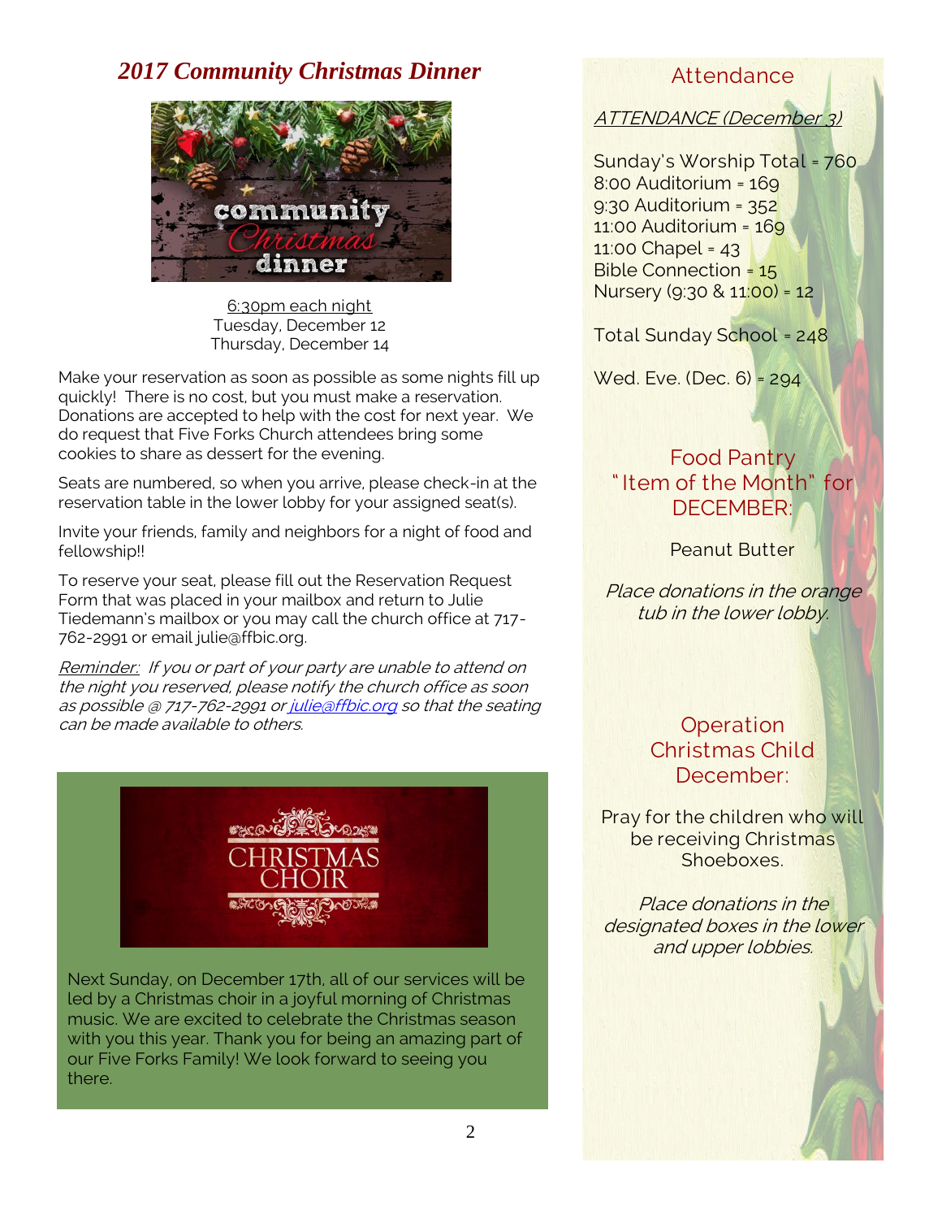## *2017 Community Christmas Dinner*

6:30pm each night
Tuesday, December 12
Thursday, December 14

Make your reservation as soon as possible as some nights fill up quickly! There is no cost, but you must make a reservation. Donations are accepted to help with the cost for next year. We do request that Five Forks Church attendees bring some cookies to share as dessert for the evening.

Seats are numbered, so when you arrive, please check-in at the reservation table in the lower lobby for your assigned seat(s).

Invite your friends, family and neighbors for a night of food and fellowship!!

To reserve your seat, please fill out the Reservation Request Form that was placed in your mailbox and return to Julie Tiedemann's mailbox or you may call the church office at 717-762-2991 or email julie@ffbic.org.

*Reminder: If you or part of your party are unable to attend on the night you reserved, please notify the church office as soon as possible @ 717-762-2991 or julie@ffbic.org so that the seating can be made available to others.*

Next Sunday, on December 17th, all of our services will be led by a Christmas choir in a joyful morning of Christmas music. We are excited to celebrate the Christmas season with you this year. Thank you for being an amazing part of our Five Forks Family! We look forward to seeing you there.

## Attendance

*ATTENDANCE (December 3)*

Sunday's Worship Total = 760
8:00 Auditorium = 169
9:30 Auditorium = 352
11:00 Auditorium = 169
11:00 Chapel = 43
Bible Connection = 15
Nursery (9:30 & 11:00) = 12

Total Sunday School = 248

Wed. Eve. (Dec. 6) = 294

## Food Pantry "Item of the Month" for DECEMBER:

Peanut Butter

*Place donations in the orange tub in the lower lobby.*

## Operation Christmas Child December:

Pray for the children who will be receiving Christmas Shoeboxes.

*Place donations in the designated boxes in the lower and upper lobbies.*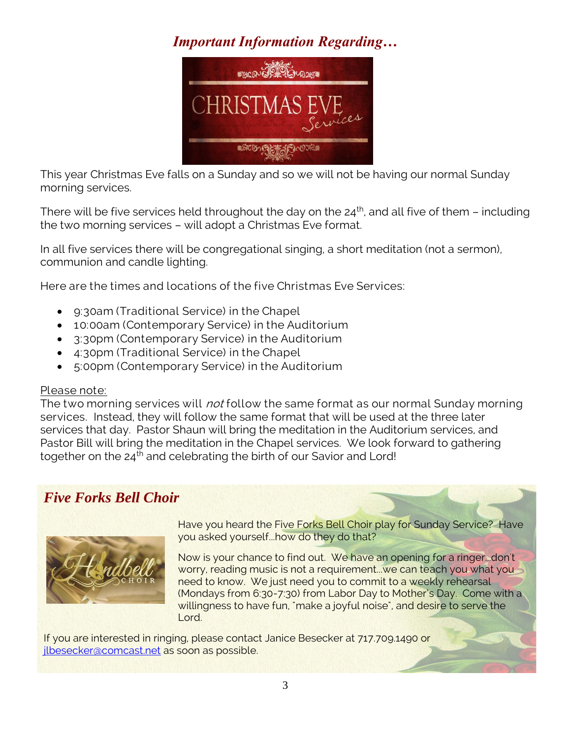## *Important Information Regarding…*

This year Christmas Eve falls on a Sunday and so we will not be having our normal Sunday morning services.

There will be five services held throughout the day on the 24th, and all five of them – including the two morning services – will adopt a Christmas Eve format.

In all five services there will be congregational singing, a short meditation (not a sermon), communion and candle lighting.

Here are the times and locations of the five Christmas Eve Services:

- 9:30am (Traditional Service) in the Chapel
- 10:00am (Contemporary Service) in the Auditorium
- 3:30pm (Contemporary Service) in the Auditorium
- 4:30pm (Traditional Service) in the Chapel
- 5:00pm (Contemporary Service) in the Auditorium

Please note:
The two morning services will *not* follow the same format as our normal Sunday morning services. Instead, they will follow the same format that will be used at the three later services that day. Pastor Shaun will bring the meditation in the Auditorium services, and Pastor Bill will bring the meditation in the Chapel services. We look forward to gathering together on the 24th and celebrating the birth of our Savior and Lord!

## *Five Forks Bell Choir*

Have you heard the Five Forks Bell Choir play for Sunday Service? Have you asked yourself…how do they do that?

Now is your chance to find out. We have an opening for a ringer…don't worry, reading music is not a requirement…we can teach you what you need to know. We just need you to commit to a weekly rehearsal (Mondays from 6:30-7:30) from Labor Day to Mother's Day. Come with a willingness to have fun, "make a joyful noise", and desire to serve the Lord.

If you are interested in ringing, please contact Janice Besecker at 717.709.1490 or jlbesecker@comcast.net as soon as possible.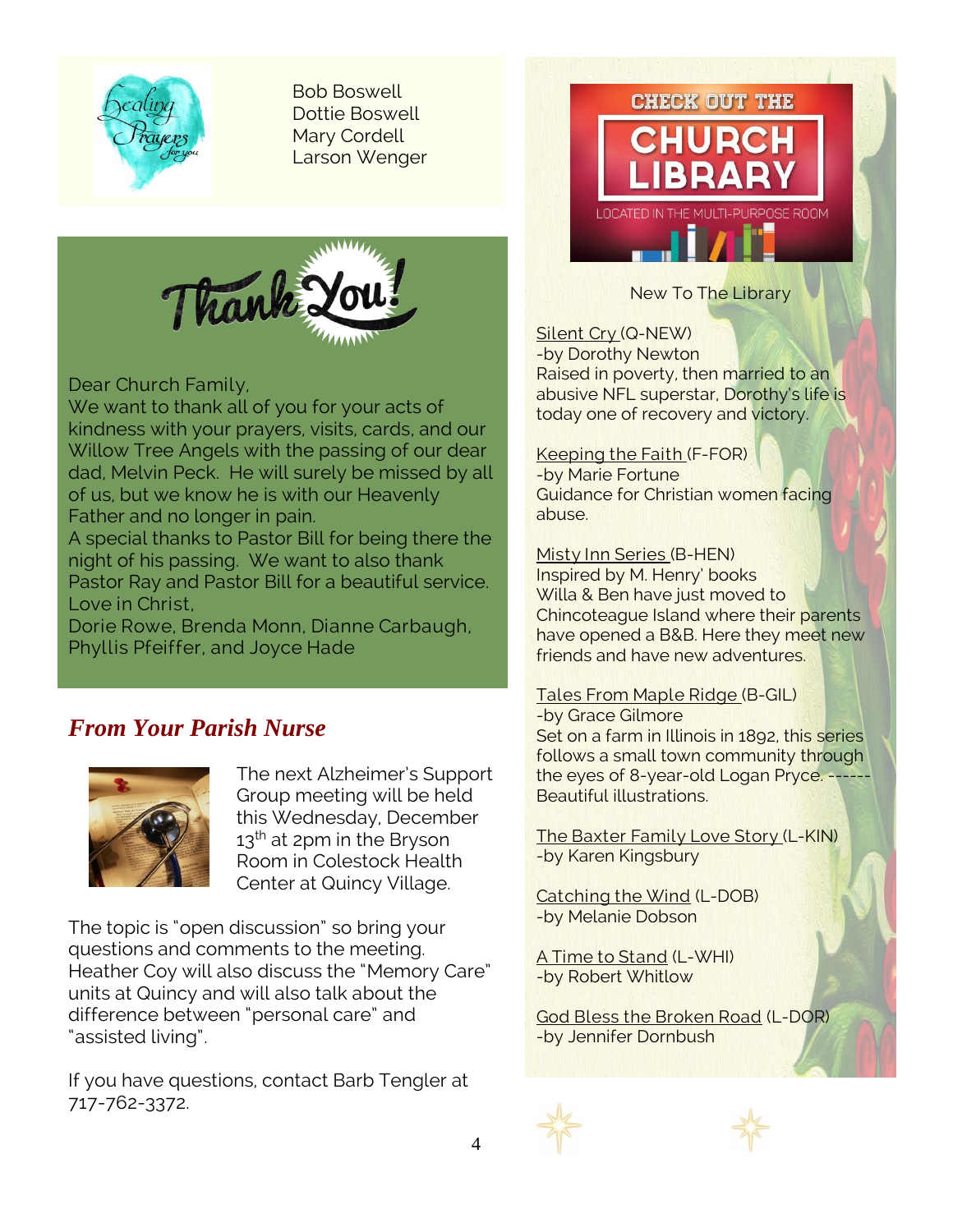Bob Boswell
Dottie Boswell
Mary Cordell
Larson Wenger

Dear Church Family,
We want to thank all of you for your acts of kindness with your prayers, visits, cards, and our Willow Tree Angels with the passing of our dear dad, Melvin Peck. He will surely be missed by all of us, but we know he is with our Heavenly Father and no longer in pain.
A special thanks to Pastor Bill for being there the night of his passing. We want to also thank Pastor Ray and Pastor Bill for a beautiful service.
Love in Christ,
Dorie Rowe, Brenda Monn, Dianne Carbaugh, Phyllis Pfeiffer, and Joyce Hade

## *From Your Parish Nurse*

The next Alzheimer's Support Group meeting will be held this Wednesday, December 13th at 2pm in the Bryson Room in Colestock Health Center at Quincy Village.

The topic is "open discussion" so bring your questions and comments to the meeting. Heather Coy will also discuss the "Memory Care" units at Quincy and will also talk about the difference between "personal care" and "assisted living".

If you have questions, contact Barb Tengler at 717-762-3372.

## CHECK OUT THE CHURCH LIBRARY

LOCATED IN THE MULTI-PURPOSE ROOM

New To The Library

Silent Cry (Q-NEW)
-by Dorothy Newton
Raised in poverty, then married to an abusive NFL superstar, Dorothy's life is today one of recovery and victory.

Keeping the Faith (F-FOR)
-by Marie Fortune
Guidance for Christian women facing abuse.

Misty Inn Series (B-HEN)
Inspired by M. Henry' books
Willa & Ben have just moved to Chincoteague Island where their parents have opened a B&B. Here they meet new friends and have new adventures.

Tales From Maple Ridge (B-GIL)
-by Grace Gilmore
Set on a farm in Illinois in 1892, this series follows a small town community through the eyes of 8-year-old Logan Pryce. ------ Beautiful illustrations.

The Baxter Family Love Story (L-KIN)
-by Karen Kingsbury

Catching the Wind (L-DOB)
-by Melanie Dobson

A Time to Stand (L-WHI)
-by Robert Whitlow

God Bless the Broken Road (L-DOR)
-by Jennifer Dornbush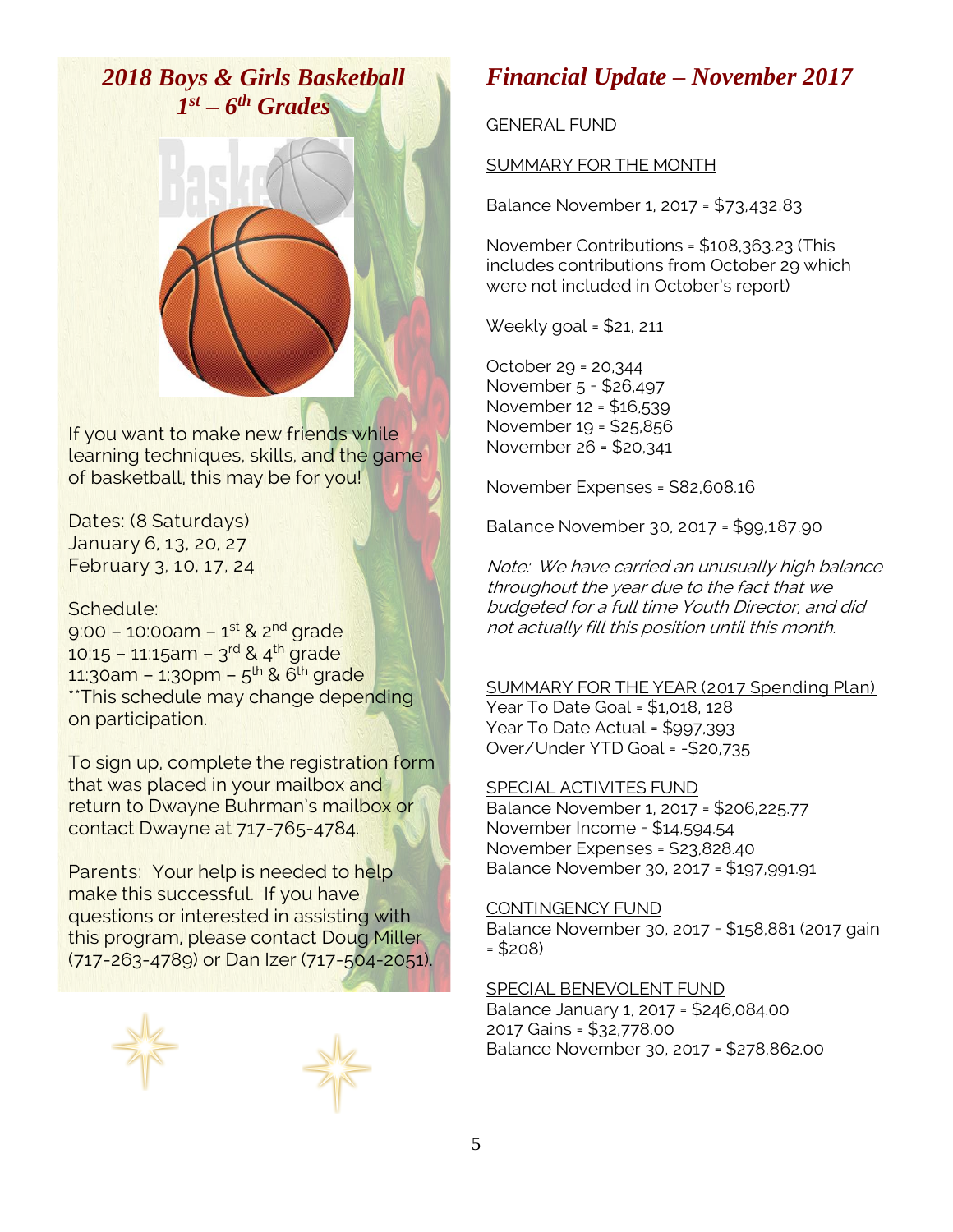## *2018 Boys & Girls Basketball 1st – 6th Grades*

If you want to make new friends while learning techniques, skills, and the game of basketball, this may be for you!

Dates: (8 Saturdays)
January 6, 13, 20, 27
February 3, 10, 17, 24

Schedule:
9:00 – 10:00am – 1st & 2nd grade
10:15 – 11:15am – 3rd & 4th grade
11:30am – 1:30pm – 5th & 6th grade
**This schedule may change depending on participation.

To sign up, complete the registration form that was placed in your mailbox and return to Dwayne Buhrman's mailbox or contact Dwayne at 717-765-4784.

Parents: Your help is needed to help make this successful. If you have questions or interested in assisting with this program, please contact Doug Miller (717-263-4789) or Dan Izer (717-504-2051).

## *Financial Update – November 2017*

GENERAL FUND

<u>SUMMARY FOR THE MONTH</u>

Balance November 1, 2017 = $73,432.83

November Contributions = $108,363.23 (This includes contributions from October 29 which were not included in October's report)

Weekly goal = $21, 211

October 29 = 20,344
November 5 = $26,497
November 12 = $16,539
November 19 = $25,856
November 26 = $20,341

November Expenses = $82,608.16

Balance November 30, 2017 = $99,187.90

*Note: We have carried an unusually high balance throughout the year due to the fact that we budgeted for a full time Youth Director, and did not actually fill this position until this month.*

<u>SUMMARY FOR THE YEAR (2017 Spending Plan)</u>
Year To Date Goal = $1,018, 128
Year To Date Actual = $997,393
Over/Under YTD Goal = -$20,735

<u>SPECIAL ACTIVITES FUND</u>
Balance November 1, 2017 = $206,225.77
November Income = $14,594.54
November Expenses = $23,828.40
Balance November 30, 2017 = $197,991.91

<u>CONTINGENCY FUND</u>
Balance November 30, 2017 = $158,881 (2017 gain = $208)

<u>SPECIAL BENEVOLENT FUND</u>
Balance January 1, 2017 = $246,084.00
2017 Gains = $32,778.00
Balance November 30, 2017 = $278,862.00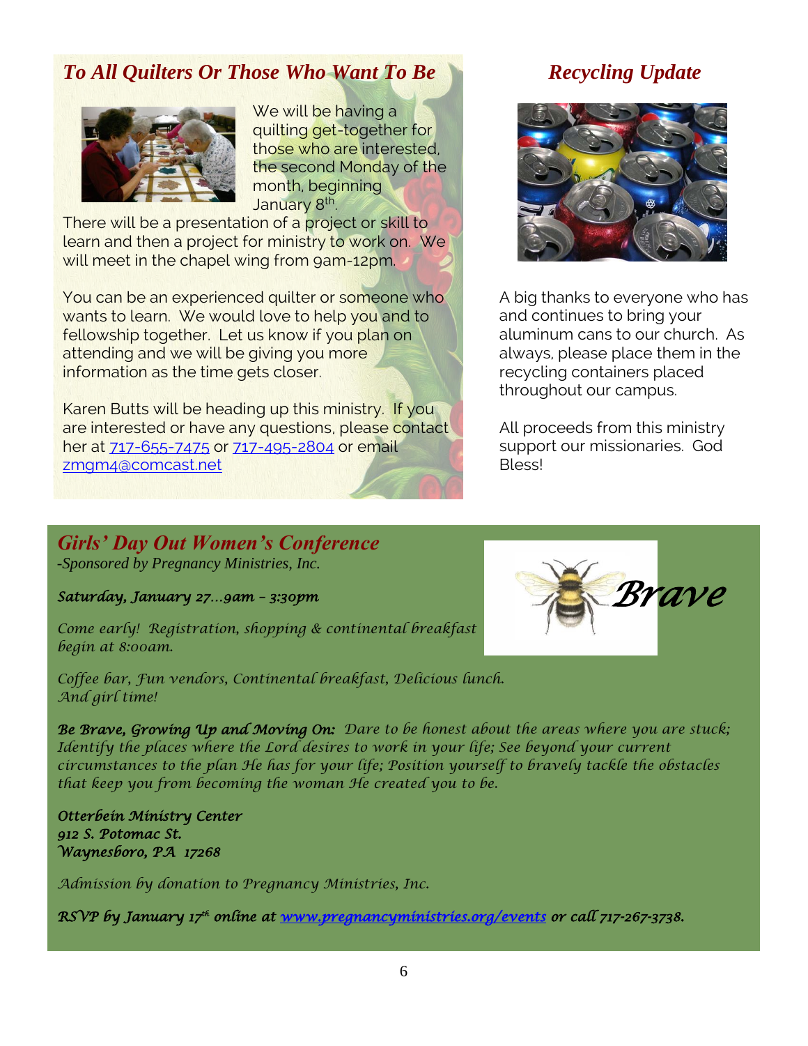## *To All Quilters Or Those Who Want To Be*

We will be having a quilting get-together for those who are interested, the second Monday of the month, beginning January 8th.

There will be a presentation of a project or skill to learn and then a project for ministry to work on. We will meet in the chapel wing from 9am-12pm.

You can be an experienced quilter or someone who wants to learn. We would love to help you and to fellowship together. Let us know if you plan on attending and we will be giving you more information as the time gets closer.

Karen Butts will be heading up this ministry. If you are interested or have any questions, please contact her at 717-655-7475 or 717-495-2804 or email zmgm4@comcast.net

## *Recycling Update*

A big thanks to everyone who has and continues to bring your aluminum cans to our church. As always, please place them in the recycling containers placed throughout our campus.

All proceeds from this ministry support our missionaries. God Bless!

## *Girls' Day Out Women's Conference*

*-Sponsored by Pregnancy Ministries, Inc.*

***Saturday, January 27…9am – 3:30pm***

*Come early! Registration, shopping & continental breakfast begin at 8:00am.*

*Coffee bar, Fun vendors, Continental breakfast, Delicious lunch. And girl time!*

***Be Brave, Growing Up and Moving On:*** *Dare to be honest about the areas where you are stuck; Identify the places where the Lord desires to work in your life; See beyond your current circumstances to the plan He has for your life; Position yourself to bravely tackle the obstacles that keep you from becoming the woman He created you to be.*

***Otterbein Ministry Center***
***912 S. Potomac St.***
***Waynesboro, PA 17268***

*Admission by donation to Pregnancy Ministries, Inc.*

***RSVP by January 17th online at www.pregnancyministries.org/events or call 717-267-3738.***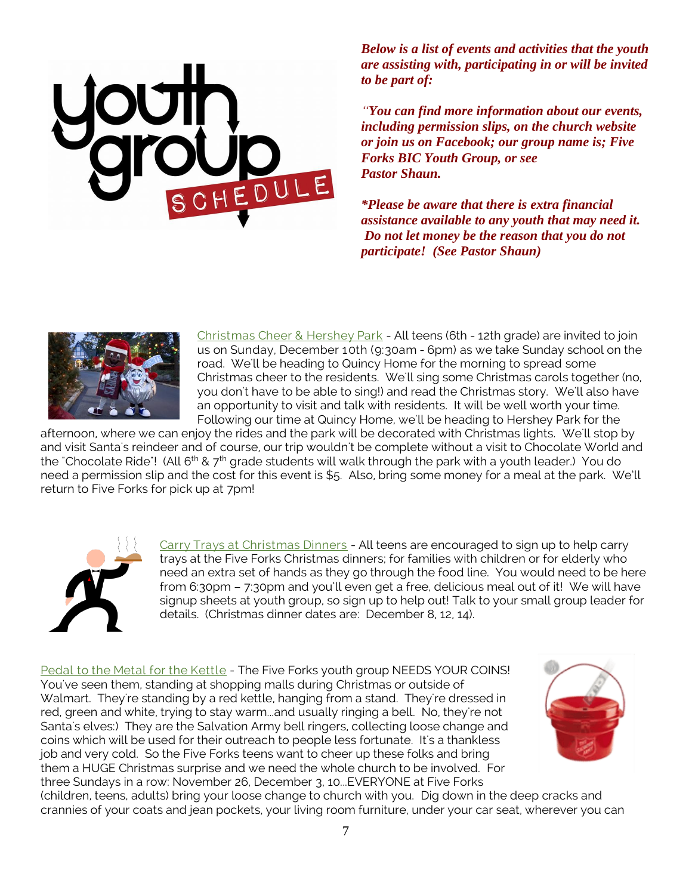*Below is a list of events and activities that the youth are assisting with, participating in or will be invited to be part of:*

*"You can find more information about our events, including permission slips, on the church website or join us on Facebook; our group name is; Five Forks BIC Youth Group, or see Pastor Shaun.*

***Please be aware that there is extra financial assistance available to any youth that may need it. Do not let money be the reason that you do not participate! (See Pastor Shaun)***

Christmas Cheer & Hershey Park - All teens (6th - 12th grade) are invited to join us on Sunday, December 10th (9:30am - 6pm) as we take Sunday school on the road. We'll be heading to Quincy Home for the morning to spread some Christmas cheer to the residents. We'll sing some Christmas carols together (no, you don't have to be able to sing!) and read the Christmas story. We'll also have an opportunity to visit and talk with residents. It will be well worth your time. Following our time at Quincy Home, we'll be heading to Hershey Park for the afternoon, where we can enjoy the rides and the park will be decorated with Christmas lights. We'll stop by and visit Santa's reindeer and of course, our trip wouldn't be complete without a visit to Chocolate World and the "Chocolate Ride"! (All 6th & 7th grade students will walk through the park with a youth leader.) You do need a permission slip and the cost for this event is $5. Also, bring some money for a meal at the park. We'll return to Five Forks for pick up at 7pm!

Carry Trays at Christmas Dinners - All teens are encouraged to sign up to help carry trays at the Five Forks Christmas dinners; for families with children or for elderly who need an extra set of hands as they go through the food line. You would need to be here from 6:30pm – 7:30pm and you'll even get a free, delicious meal out of it! We will have signup sheets at youth group, so sign up to help out! Talk to your small group leader for details. (Christmas dinner dates are: December 8, 12, 14).

Pedal to the Metal for the Kettle - The Five Forks youth group NEEDS YOUR COINS! You've seen them, standing at shopping malls during Christmas or outside of Walmart. They're standing by a red kettle, hanging from a stand. They're dressed in red, green and white, trying to stay warm...and usually ringing a bell. No, they're not Santa's elves:) They are the Salvation Army bell ringers, collecting loose change and coins which will be used for their outreach to people less fortunate. It's a thankless job and very cold. So the Five Forks teens want to cheer up these folks and bring them a HUGE Christmas surprise and we need the whole church to be involved. For three Sundays in a row: November 26, December 3, 10...EVERYONE at Five Forks (children, teens, adults) bring your loose change to church with you. Dig down in the deep cracks and crannies of your coats and jean pockets, your living room furniture, under your car seat, wherever you can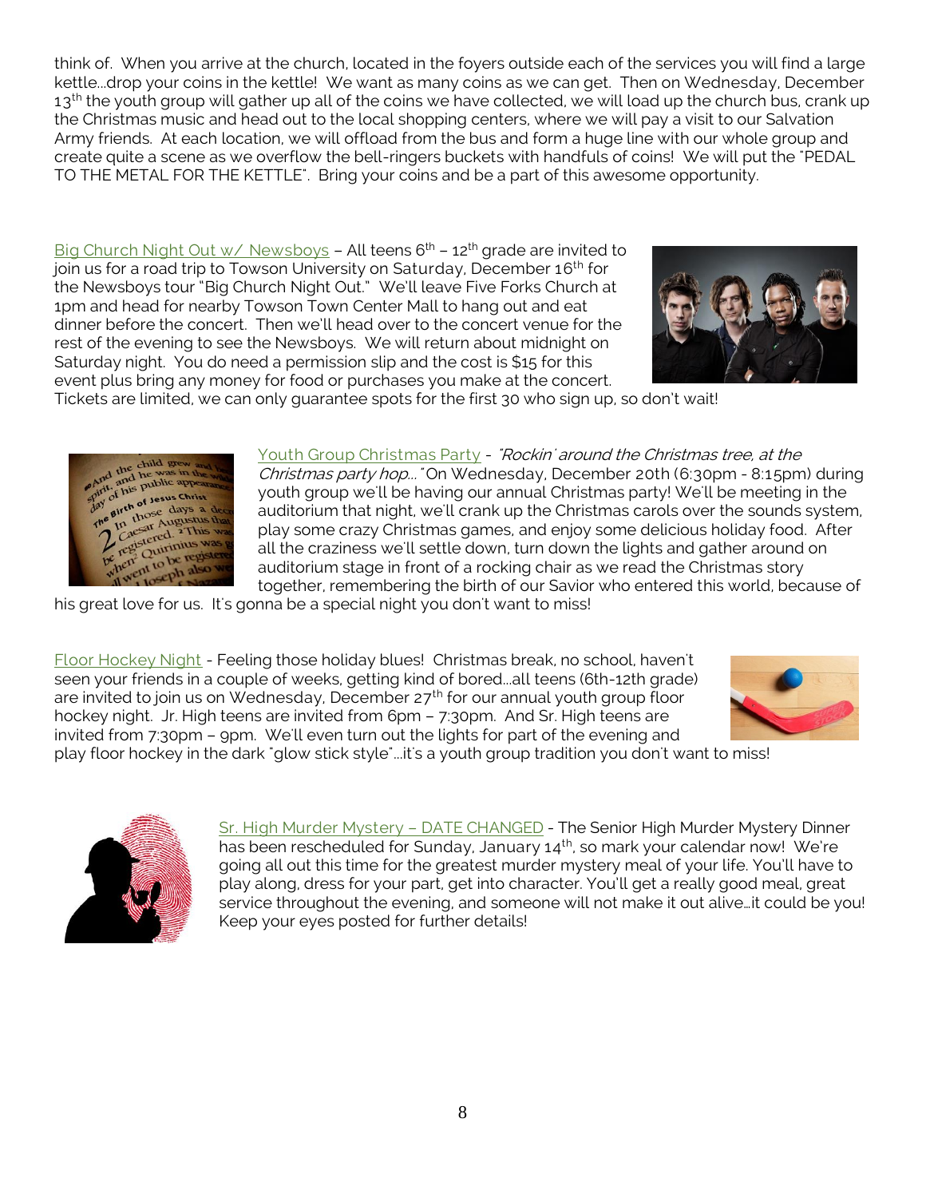think of. When you arrive at the church, located in the foyers outside each of the services you will find a large kettle…drop your coins in the kettle! We want as many coins as we can get. Then on Wednesday, December 13th the youth group will gather up all of the coins we have collected, we will load up the church bus, crank up the Christmas music and head out to the local shopping centers, where we will pay a visit to our Salvation Army friends. At each location, we will offload from the bus and form a huge line with our whole group and create quite a scene as we overflow the bell-ringers buckets with handfuls of coins! We will put the "PEDAL TO THE METAL FOR THE KETTLE". Bring your coins and be a part of this awesome opportunity.

Big Church Night Out w/ Newsboys – All teens 6th – 12th grade are invited to join us for a road trip to Towson University on Saturday, December 16th for the Newsboys tour "Big Church Night Out." We'll leave Five Forks Church at 1pm and head for nearby Towson Town Center Mall to hang out and eat dinner before the concert. Then we'll head over to the concert venue for the rest of the evening to see the Newsboys. We will return about midnight on Saturday night. You do need a permission slip and the cost is $15 for this event plus bring any money for food or purchases you make at the concert. Tickets are limited, we can only guarantee spots for the first 30 who sign up, so don't wait!

Youth Group Christmas Party - *"Rockin' around the Christmas tree, at the Christmas party hop…"* On Wednesday, December 20th (6:30pm - 8:15pm) during youth group we'll be having our annual Christmas party! We'll be meeting in the auditorium that night, we'll crank up the Christmas carols over the sounds system, play some crazy Christmas games, and enjoy some delicious holiday food. After all the craziness we'll settle down, turn down the lights and gather around on auditorium stage in front of a rocking chair as we read the Christmas story together, remembering the birth of our Savior who entered this world, because of his great love for us. It's gonna be a special night you don't want to miss!

Floor Hockey Night - Feeling those holiday blues! Christmas break, no school, haven't seen your friends in a couple of weeks, getting kind of bored…all teens (6th-12th grade) are invited to join us on Wednesday, December 27th for our annual youth group floor hockey night. Jr. High teens are invited from 6pm – 7:30pm. And Sr. High teens are invited from 7:30pm – 9pm. We'll even turn out the lights for part of the evening and play floor hockey in the dark "glow stick style"…it's a youth group tradition you don't want to miss!

Sr. High Murder Mystery – DATE CHANGED - The Senior High Murder Mystery Dinner has been rescheduled for Sunday, January 14th, so mark your calendar now! We're going all out this time for the greatest murder mystery meal of your life. You'll have to play along, dress for your part, get into character. You'll get a really good meal, great service throughout the evening, and someone will not make it out alive…it could be you! Keep your eyes posted for further details!